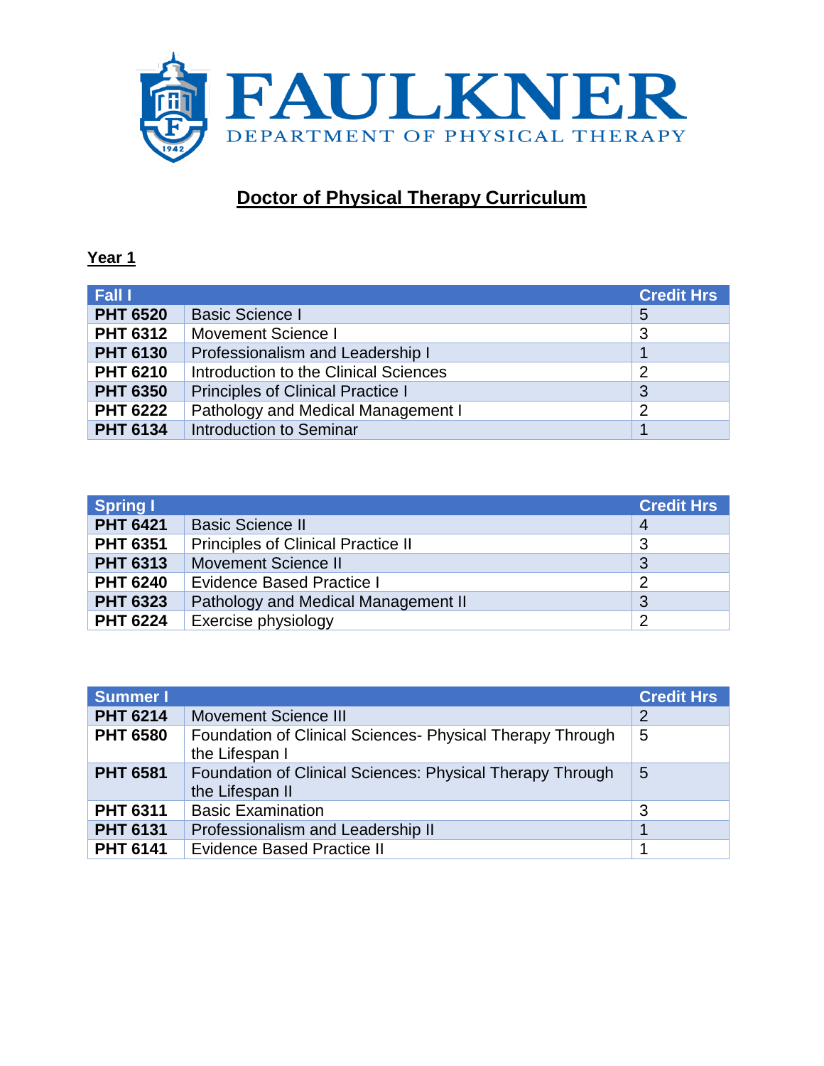FAULKNER
DEPARTMENT OF PHYSICAL THERAPY

# Doctor of Physical Therapy Curriculum

## Year 1

| Fall I | | Credit Hrs |
|---|---|---|
| **PHT 6520** | Basic Science I | 5 |
| **PHT 6312** | Movement Science I | 3 |
| **PHT 6130** | Professionalism and Leadership I | 1 |
| **PHT 6210** | Introduction to the Clinical Sciences | 2 |
| **PHT 6350** | Principles of Clinical Practice I | 3 |
| **PHT 6222** | Pathology and Medical Management I | 2 |
| **PHT 6134** | Introduction to Seminar | 1 |

| Spring I | | Credit Hrs |
|---|---|---|
| **PHT 6421** | Basic Science II | 4 |
| **PHT 6351** | Principles of Clinical Practice II | 3 |
| **PHT 6313** | Movement Science II | 3 |
| **PHT 6240** | Evidence Based Practice I | 2 |
| **PHT 6323** | Pathology and Medical Management II | 3 |
| **PHT 6224** | Exercise physiology | 2 |

| Summer I | | Credit Hrs |
|---|---|---|
| **PHT 6214** | Movement Science III | 2 |
| **PHT 6580** | Foundation of Clinical Sciences- Physical Therapy Through the Lifespan I | 5 |
| **PHT 6581** | Foundation of Clinical Sciences: Physical Therapy Through the Lifespan II | 5 |
| **PHT 6311** | Basic Examination | 3 |
| **PHT 6131** | Professionalism and Leadership II | 1 |
| **PHT 6141** | Evidence Based Practice II | 1 |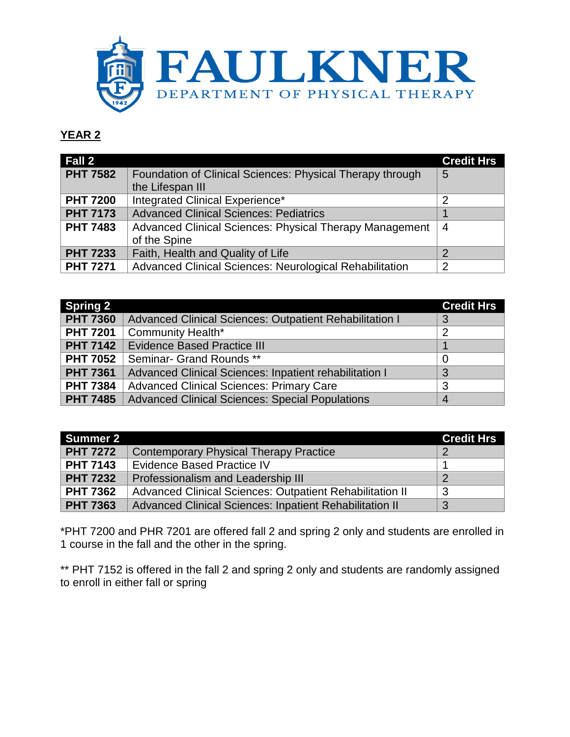# FAULKNER
DEPARTMENT OF PHYSICAL THERAPY

**YEAR 2**

| Fall 2 | | Credit Hrs |
|---|---|---|
| **PHT 7582** | Foundation of Clinical Sciences: Physical Therapy through the Lifespan III | 5 |
| **PHT 7200** | Integrated Clinical Experience* | 2 |
| **PHT 7173** | Advanced Clinical Sciences: Pediatrics | 1 |
| **PHT 7483** | Advanced Clinical Sciences: Physical Therapy Management of the Spine | 4 |
| **PHT 7233** | Faith, Health and Quality of Life | 2 |
| **PHT 7271** | Advanced Clinical Sciences: Neurological Rehabilitation | 2 |

| Spring 2 | | Credit Hrs |
|---|---|---|
| **PHT 7360** | Advanced Clinical Sciences: Outpatient Rehabilitation I | 3 |
| **PHT 7201** | Community Health* | 2 |
| **PHT 7142** | Evidence Based Practice III | 1 |
| **PHT 7052** | Seminar- Grand Rounds ** | 0 |
| **PHT 7361** | Advanced Clinical Sciences: Inpatient rehabilitation I | 3 |
| **PHT 7384** | Advanced Clinical Sciences: Primary Care | 3 |
| **PHT 7485** | Advanced Clinical Sciences: Special Populations | 4 |

| Summer 2 | | Credit Hrs |
|---|---|---|
| **PHT 7272** | Contemporary Physical Therapy Practice | 2 |
| **PHT 7143** | Evidence Based Practice IV | 1 |
| **PHT 7232** | Professionalism and Leadership III | 2 |
| **PHT 7362** | Advanced Clinical Sciences: Outpatient Rehabilitation II | 3 |
| **PHT 7363** | Advanced Clinical Sciences: Inpatient Rehabilitation II | 3 |

*PHT 7200 and PHR 7201 are offered fall 2 and spring 2 only and students are enrolled in 1 course in the fall and the other in the spring.

** PHT 7152 is offered in the fall 2 and spring 2 only and students are randomly assigned to enroll in either fall or spring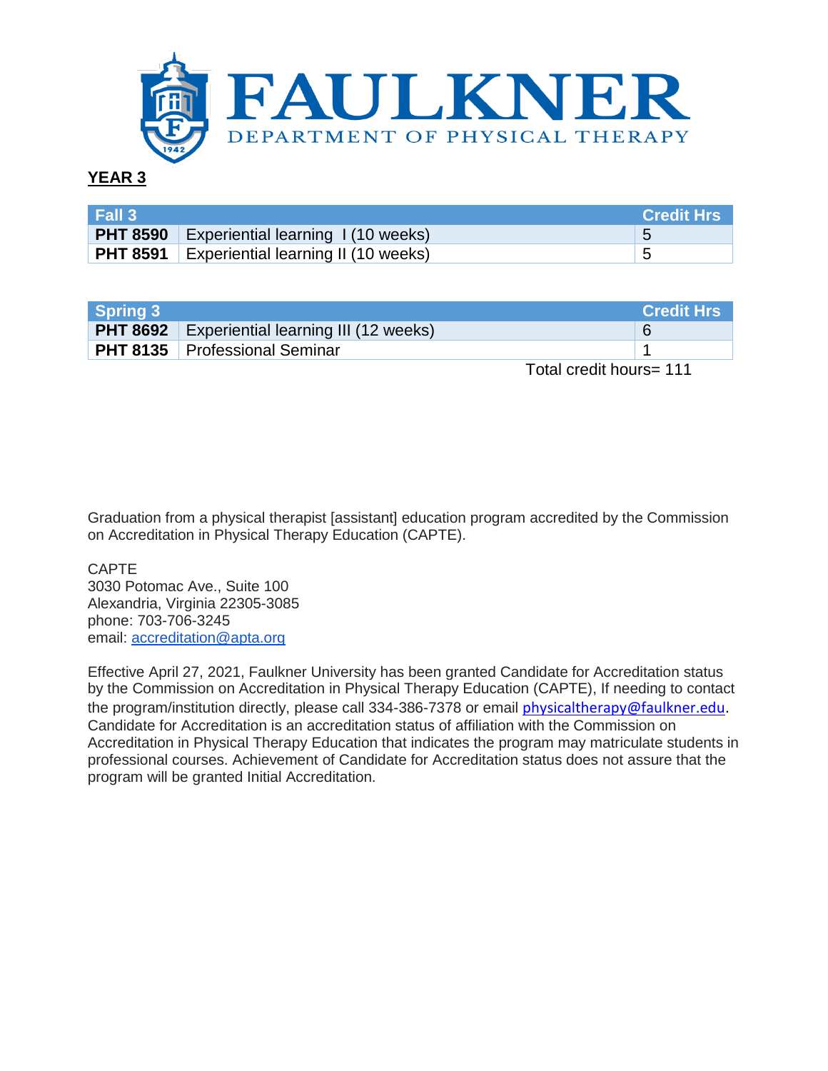# FAULKNER
## DEPARTMENT OF PHYSICAL THERAPY

**YEAR 3**

| Fall 3 | | Credit Hrs |
|---|---|---|
| **PHT 8590** | Experiential learning I (10 weeks) | 5 |
| **PHT 8591** | Experiential learning II (10 weeks) | 5 |

| Spring 3 | | Credit Hrs |
|---|---|---|
| **PHT 8692** | Experiential learning III (12 weeks) | 6 |
| **PHT 8135** | Professional Seminar | 1 |

Total credit hours= 111

Graduation from a physical therapist [assistant] education program accredited by the Commission on Accreditation in Physical Therapy Education (CAPTE).

CAPTE
3030 Potomac Ave., Suite 100
Alexandria, Virginia 22305-3085
phone: 703-706-3245
email: accreditation@apta.org

Effective April 27, 2021, Faulkner University has been granted Candidate for Accreditation status by the Commission on Accreditation in Physical Therapy Education (CAPTE), If needing to contact the program/institution directly, please call 334-386-7378 or email physicaltherapy@faulkner.edu. Candidate for Accreditation is an accreditation status of affiliation with the Commission on Accreditation in Physical Therapy Education that indicates the program may matriculate students in professional courses. Achievement of Candidate for Accreditation status does not assure that the program will be granted Initial Accreditation.